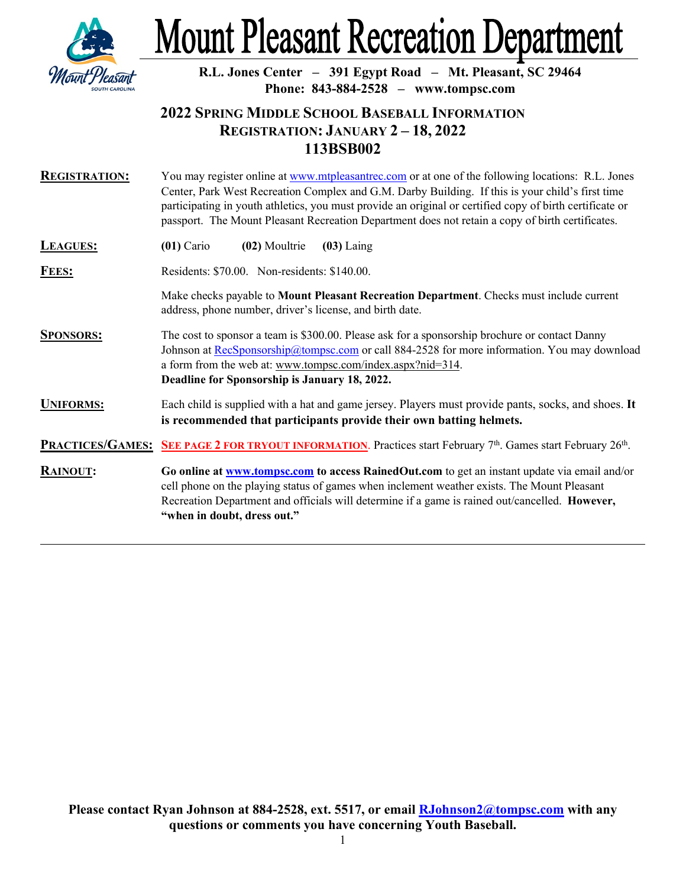# Mount Pleasant Recreation Department

**R.L. Jones Center – 391 Egypt Road – Mt. Pleasant, SC 29464**
**Phone: 843-884-2528 – www.tompsc.com**

## 2022 Spring Middle School Baseball Information
## Registration: January 2 – 18, 2022
## 113BSB002

**REGISTRATION:** You may register online at www.mtpleasantrec.com or at one of the following locations: R.L. Jones Center, Park West Recreation Complex and G.M. Darby Building. If this is your child's first time participating in youth athletics, you must provide an original or certified copy of birth certificate or passport. The Mount Pleasant Recreation Department does not retain a copy of birth certificates.

**LEAGUES:** **(01)** Cario **(02)** Moultrie **(03)** Laing

**FEES:** Residents: $70.00. Non-residents: $140.00.

Make checks payable to **Mount Pleasant Recreation Department**. Checks must include current address, phone number, driver's license, and birth date.

**SPONSORS:** The cost to sponsor a team is $300.00. Please ask for a sponsorship brochure or contact Danny Johnson at RecSponsorship@tompsc.com or call 884-2528 for more information. You may download a form from the web at: www.tompsc.com/index.aspx?nid=314.
**Deadline for Sponsorship is January 18, 2022.**

**UNIFORMS:** Each child is supplied with a hat and game jersey. Players must provide pants, socks, and shoes. **It is recommended that participants provide their own batting helmets.**

**PRACTICES/GAMES:** **SEE PAGE 2 FOR TRYOUT INFORMATION**. Practices start February 7th. Games start February 26th.

**RAINOUT:** **Go online at www.tompsc.com to access RainedOut.com** to get an instant update via email and/or cell phone on the playing status of games when inclement weather exists. The Mount Pleasant Recreation Department and officials will determine if a game is rained out/cancelled. **However, "when in doubt, dress out."**

---

**Please contact Ryan Johnson at 884-2528, ext. 5517, or email RJohnson2@tompsc.com with any questions or comments you have concerning Youth Baseball.**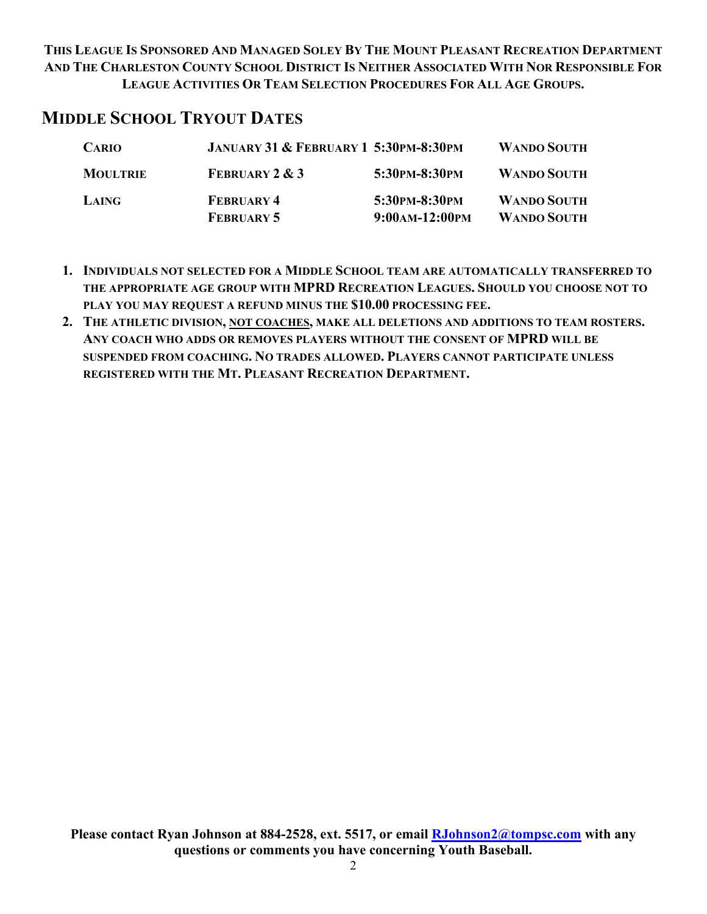**THIS LEAGUE IS SPONSORED AND MANAGED SOLEY BY THE MOUNT PLEASANT RECREATION DEPARTMENT AND THE CHARLESTON COUNTY SCHOOL DISTRICT IS NEITHER ASSOCIATED WITH NOR RESPONSIBLE FOR LEAGUE ACTIVITIES OR TEAM SELECTION PROCEDURES FOR ALL AGE GROUPS.**

## MIDDLE SCHOOL TRYOUT DATES

| | | | |
|---|---|---|---|
| **CARIO** | **JANUARY 31 & FEBRUARY 1** | **5:30PM-8:30PM** | **WANDO SOUTH** |
| **MOULTRIE** | **FEBRUARY 2 & 3** | **5:30PM-8:30PM** | **WANDO SOUTH** |
| **LAING** | **FEBRUARY 4** | **5:30PM-8:30PM** | **WANDO SOUTH** |
| | **FEBRUARY 5** | **9:00AM-12:00PM** | **WANDO SOUTH** |

1. **INDIVIDUALS NOT SELECTED FOR A MIDDLE SCHOOL TEAM ARE AUTOMATICALLY TRANSFERRED TO THE APPROPRIATE AGE GROUP WITH MPRD RECREATION LEAGUES. SHOULD YOU CHOOSE NOT TO PLAY YOU MAY REQUEST A REFUND MINUS THE $10.00 PROCESSING FEE.**
2. **THE ATHLETIC DIVISION, <u>NOT COACHES</u>, MAKE ALL DELETIONS AND ADDITIONS TO TEAM ROSTERS. ANY COACH WHO ADDS OR REMOVES PLAYERS WITHOUT THE CONSENT OF MPRD WILL BE SUSPENDED FROM COACHING. NO TRADES ALLOWED. PLAYERS CANNOT PARTICIPATE UNLESS REGISTERED WITH THE MT. PLEASANT RECREATION DEPARTMENT.**

**Please contact Ryan Johnson at 884-2528, ext. 5517, or email [RJohnson2@tompsc.com](mailto:RJohnson2@tompsc.com) with any questions or comments you have concerning Youth Baseball.**